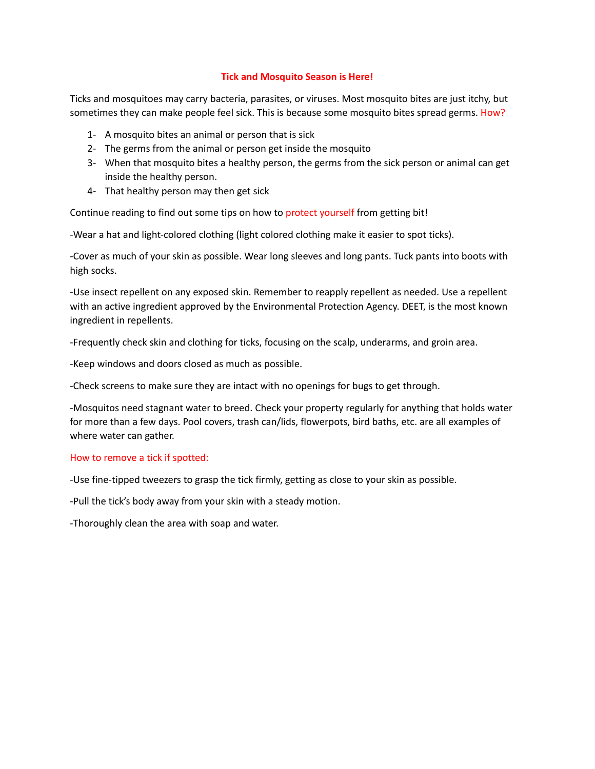# Tick and Mosquito Season is Here!

Ticks and mosquitoes may carry bacteria, parasites, or viruses. Most mosquito bites are just itchy, but sometimes they can make people feel sick. This is because some mosquito bites spread germs. How?

1- A mosquito bites an animal or person that is sick
2- The germs from the animal or person get inside the mosquito
3- When that mosquito bites a healthy person, the germs from the sick person or animal can get inside the healthy person.
4- That healthy person may then get sick

Continue reading to find out some tips on how to protect yourself from getting bit!

-Wear a hat and light-colored clothing (light colored clothing make it easier to spot ticks).

-Cover as much of your skin as possible. Wear long sleeves and long pants. Tuck pants into boots with high socks.

-Use insect repellent on any exposed skin. Remember to reapply repellent as needed. Use a repellent with an active ingredient approved by the Environmental Protection Agency. DEET, is the most known ingredient in repellents.

-Frequently check skin and clothing for ticks, focusing on the scalp, underarms, and groin area.

-Keep windows and doors closed as much as possible.

-Check screens to make sure they are intact with no openings for bugs to get through.

-Mosquitos need stagnant water to breed. Check your property regularly for anything that holds water for more than a few days. Pool covers, trash can/lids, flowerpots, bird baths, etc. are all examples of where water can gather.

## How to remove a tick if spotted:

-Use fine-tipped tweezers to grasp the tick firmly, getting as close to your skin as possible.

-Pull the tick's body away from your skin with a steady motion.

-Thoroughly clean the area with soap and water.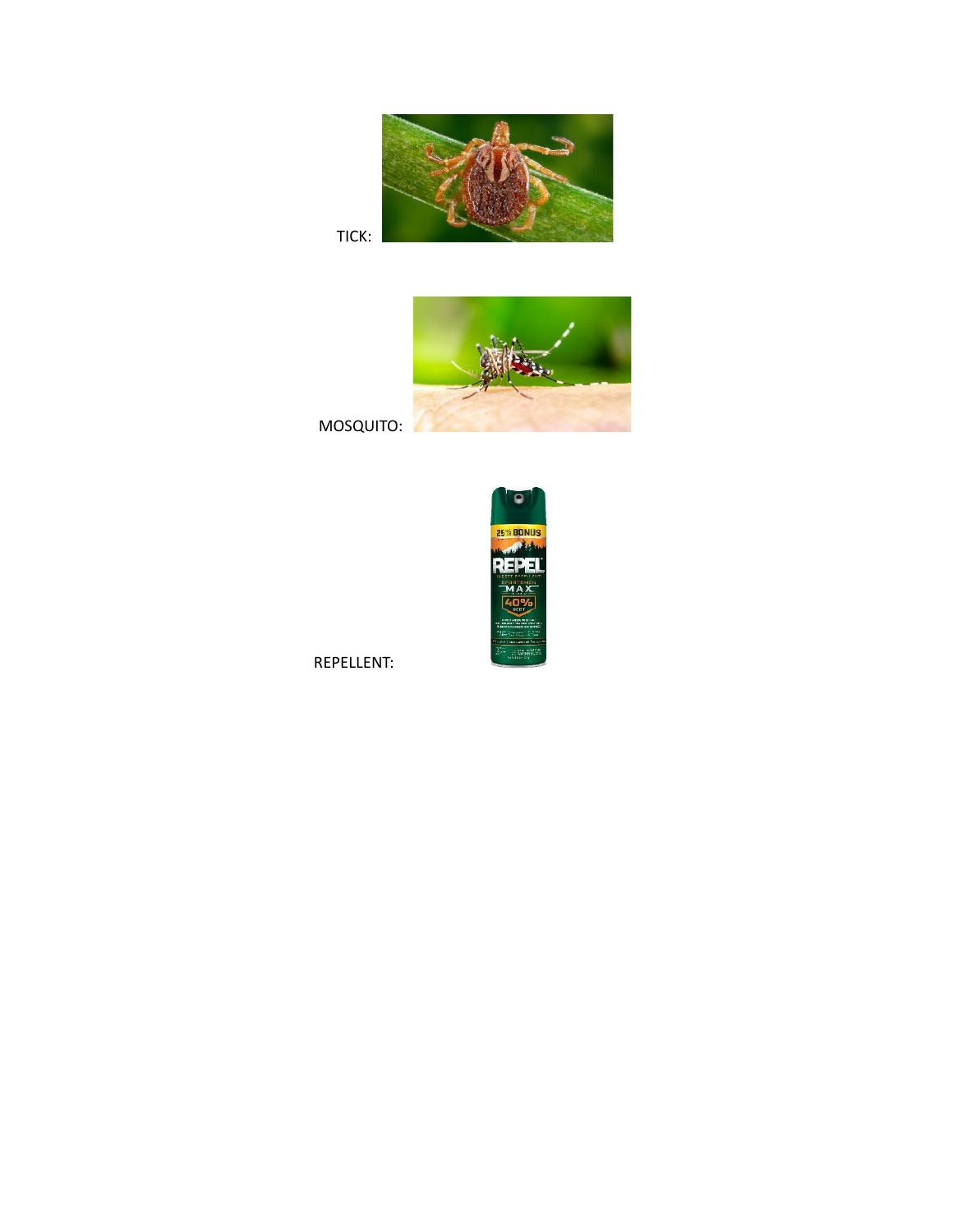TICK:

MOSQUITO:

REPELLENT: